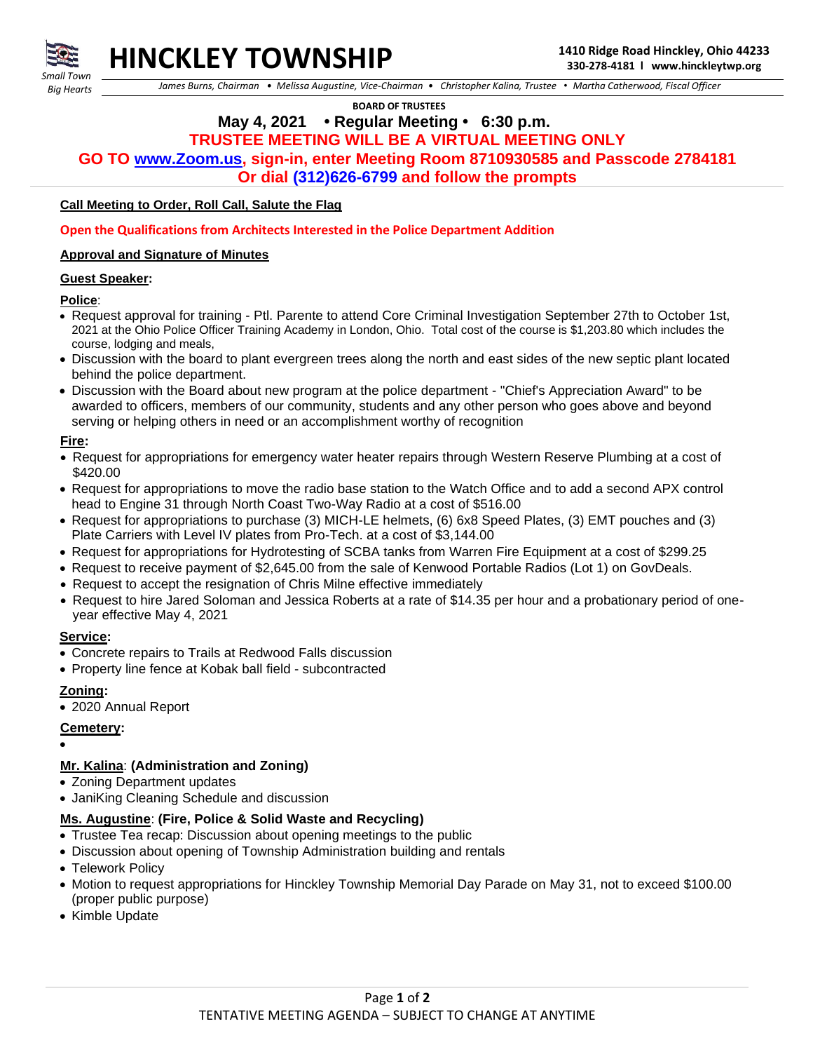# HINCKLEY TOWNSHIP

*Small Town Big Hearts*

**1410 Ridge Road Hinckley, Ohio 44233**
**330-278-4181 l www.hinckleytwp.org**

*James Burns, Chairman • Melissa Augustine, Vice-Chairman • Christopher Kalina, Trustee • Martha Catherwood, Fiscal Officer*

**BOARD OF TRUSTEES**

## May 4, 2021 • Regular Meeting • 6:30 p.m.

## TRUSTEE MEETING WILL BE A VIRTUAL MEETING ONLY

## GO TO www.Zoom.us, sign-in, enter Meeting Room 8710930585 and Passcode 2784181

## Or dial (312)626-6799 and follow the prompts

**Call Meeting to Order, Roll Call, Salute the Flag**

**Open the Qualifications from Architects Interested in the Police Department Addition**

**Approval and Signature of Minutes**

**Guest Speaker:**

**Police**:
- Request approval for training - Ptl. Parente to attend Core Criminal Investigation September 27th to October 1st, 2021 at the Ohio Police Officer Training Academy in London, Ohio. Total cost of the course is $1,203.80 which includes the course, lodging and meals,
- Discussion with the board to plant evergreen trees along the north and east sides of the new septic plant located behind the police department.
- Discussion with the Board about new program at the police department - "Chief's Appreciation Award" to be awarded to officers, members of our community, students and any other person who goes above and beyond serving or helping others in need or an accomplishment worthy of recognition

**Fire:**
- Request for appropriations for emergency water heater repairs through Western Reserve Plumbing at a cost of $420.00
- Request for appropriations to move the radio base station to the Watch Office and to add a second APX control head to Engine 31 through North Coast Two-Way Radio at a cost of $516.00
- Request for appropriations to purchase (3) MICH-LE helmets, (6) 6x8 Speed Plates, (3) EMT pouches and (3) Plate Carriers with Level IV plates from Pro-Tech. at a cost of $3,144.00
- Request for appropriations for Hydrotesting of SCBA tanks from Warren Fire Equipment at a cost of $299.25
- Request to receive payment of $2,645.00 from the sale of Kenwood Portable Radios (Lot 1) on GovDeals.
- Request to accept the resignation of Chris Milne effective immediately
- Request to hire Jared Soloman and Jessica Roberts at a rate of $14.35 per hour and a probationary period of one-year effective May 4, 2021

**Service:**
- Concrete repairs to Trails at Redwood Falls discussion
- Property line fence at Kobak ball field - subcontracted

**Zoning:**
- 2020 Annual Report

**Cemetery:**
- 

**Mr. Kalina**: **(Administration and Zoning)**
- Zoning Department updates
- JaniKing Cleaning Schedule and discussion

**Ms. Augustine**: **(Fire, Police & Solid Waste and Recycling)**
- Trustee Tea recap: Discussion about opening meetings to the public
- Discussion about opening of Township Administration building and rentals
- Telework Policy
- Motion to request appropriations for Hinckley Township Memorial Day Parade on May 31, not to exceed $100.00 (proper public purpose)
- Kimble Update

TENTATIVE MEETING AGENDA – SUBJECT TO CHANGE AT ANYTIME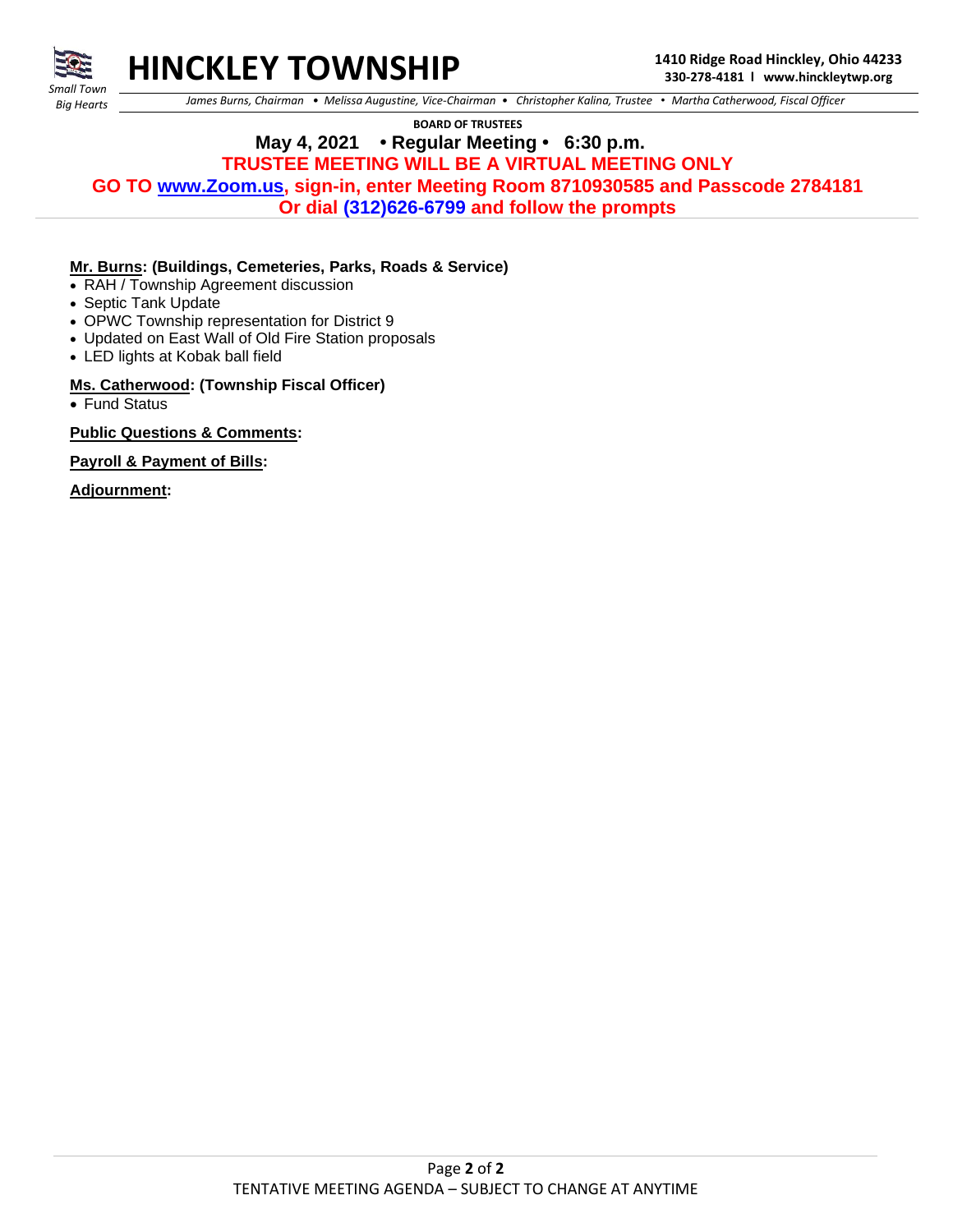# HINCKLEY TOWNSHIP

*Small Town Big Hearts*

**1410 Ridge Road Hinckley, Ohio 44233**
**330-278-4181 l www.hinckleytwp.org**

*James Burns, Chairman • Melissa Augustine, Vice-Chairman • Christopher Kalina, Trustee • Martha Catherwood, Fiscal Officer*

**BOARD OF TRUSTEES**

**May 4, 2021 • Regular Meeting • 6:30 p.m.**

**TRUSTEE MEETING WILL BE A VIRTUAL MEETING ONLY**

**GO TO www.Zoom.us, sign-in, enter Meeting Room 8710930585 and Passcode 2784181**

**Or dial (312)626-6799 and follow the prompts**

**Mr. Burns: (Buildings, Cemeteries, Parks, Roads & Service)**

- RAH / Township Agreement discussion
- Septic Tank Update
- OPWC Township representation for District 9
- Updated on East Wall of Old Fire Station proposals
- LED lights at Kobak ball field

**Ms. Catherwood: (Township Fiscal Officer)**

- Fund Status

**Public Questions & Comments:**

**Payroll & Payment of Bills:**

**Adjournment:**

TENTATIVE MEETING AGENDA – SUBJECT TO CHANGE AT ANYTIME